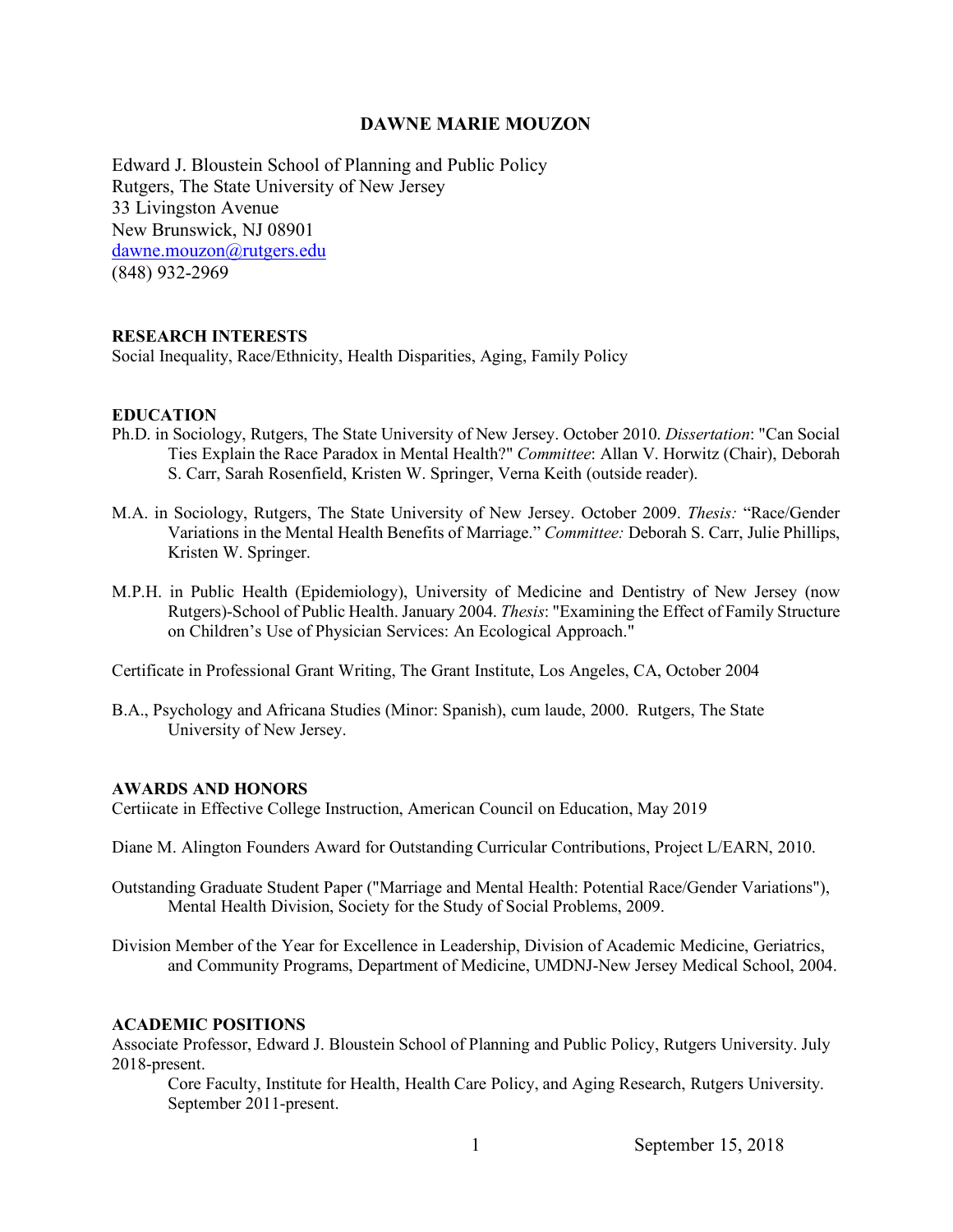# DAWNE MARIE MOUZON

Edward J. Bloustein School of Planning and Public Policy
Rutgers, The State University of New Jersey
33 Livingston Avenue
New Brunswick, NJ 08901
dawne.mouzon@rutgers.edu
(848) 932-2969

## RESEARCH INTERESTS

Social Inequality, Race/Ethnicity, Health Disparities, Aging, Family Policy

## EDUCATION

Ph.D. in Sociology, Rutgers, The State University of New Jersey. October 2010. *Dissertation*: "Can Social Ties Explain the Race Paradox in Mental Health?" *Committee*: Allan V. Horwitz (Chair), Deborah S. Carr, Sarah Rosenfield, Kristen W. Springer, Verna Keith (outside reader).

M.A. in Sociology, Rutgers, The State University of New Jersey. October 2009. *Thesis:* "Race/Gender Variations in the Mental Health Benefits of Marriage." *Committee:* Deborah S. Carr, Julie Phillips, Kristen W. Springer.

M.P.H. in Public Health (Epidemiology), University of Medicine and Dentistry of New Jersey (now Rutgers)-School of Public Health. January 2004. *Thesis*: "Examining the Effect of Family Structure on Children's Use of Physician Services: An Ecological Approach."

Certificate in Professional Grant Writing, The Grant Institute, Los Angeles, CA, October 2004

B.A., Psychology and Africana Studies (Minor: Spanish), cum laude, 2000. Rutgers, The State University of New Jersey.

## AWARDS AND HONORS

Certiicate in Effective College Instruction, American Council on Education, May 2019

Diane M. Alington Founders Award for Outstanding Curricular Contributions, Project L/EARN, 2010.

Outstanding Graduate Student Paper ("Marriage and Mental Health: Potential Race/Gender Variations"), Mental Health Division, Society for the Study of Social Problems, 2009.

Division Member of the Year for Excellence in Leadership, Division of Academic Medicine, Geriatrics, and Community Programs, Department of Medicine, UMDNJ-New Jersey Medical School, 2004.

## ACADEMIC POSITIONS

Associate Professor, Edward J. Bloustein School of Planning and Public Policy, Rutgers University. July 2018-present.

Core Faculty, Institute for Health, Health Care Policy, and Aging Research, Rutgers University. September 2011-present.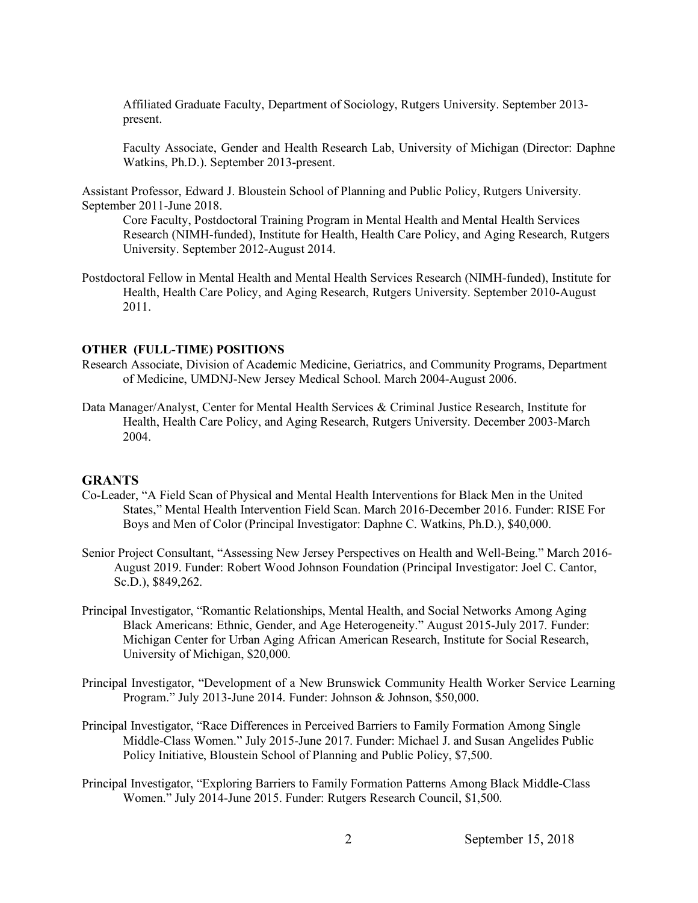Affiliated Graduate Faculty, Department of Sociology, Rutgers University. September 2013-present.

Faculty Associate, Gender and Health Research Lab, University of Michigan (Director: Daphne Watkins, Ph.D.). September 2013-present.

Assistant Professor, Edward J. Bloustein School of Planning and Public Policy, Rutgers University. September 2011-June 2018.

Core Faculty, Postdoctoral Training Program in Mental Health and Mental Health Services Research (NIMH-funded), Institute for Health, Health Care Policy, and Aging Research, Rutgers University. September 2012-August 2014.

Postdoctoral Fellow in Mental Health and Mental Health Services Research (NIMH-funded), Institute for Health, Health Care Policy, and Aging Research, Rutgers University. September 2010-August 2011.

**OTHER (FULL-TIME) POSITIONS**

Research Associate, Division of Academic Medicine, Geriatrics, and Community Programs, Department of Medicine, UMDNJ-New Jersey Medical School. March 2004-August 2006.

Data Manager/Analyst, Center for Mental Health Services & Criminal Justice Research, Institute for Health, Health Care Policy, and Aging Research, Rutgers University. December 2003-March 2004.

## GRANTS

Co-Leader, "A Field Scan of Physical and Mental Health Interventions for Black Men in the United States," Mental Health Intervention Field Scan. March 2016-December 2016. Funder: RISE For Boys and Men of Color (Principal Investigator: Daphne C. Watkins, Ph.D.), $40,000.

Senior Project Consultant, "Assessing New Jersey Perspectives on Health and Well-Being." March 2016-August 2019. Funder: Robert Wood Johnson Foundation (Principal Investigator: Joel C. Cantor, Sc.D.), $849,262.

Principal Investigator, "Romantic Relationships, Mental Health, and Social Networks Among Aging Black Americans: Ethnic, Gender, and Age Heterogeneity." August 2015-July 2017. Funder: Michigan Center for Urban Aging African American Research, Institute for Social Research, University of Michigan, $20,000.

Principal Investigator, "Development of a New Brunswick Community Health Worker Service Learning Program." July 2013-June 2014. Funder: Johnson & Johnson, $50,000.

Principal Investigator, "Race Differences in Perceived Barriers to Family Formation Among Single Middle-Class Women." July 2015-June 2017. Funder: Michael J. and Susan Angelides Public Policy Initiative, Bloustein School of Planning and Public Policy, $7,500.

Principal Investigator, "Exploring Barriers to Family Formation Patterns Among Black Middle-Class Women." July 2014-June 2015. Funder: Rutgers Research Council, $1,500.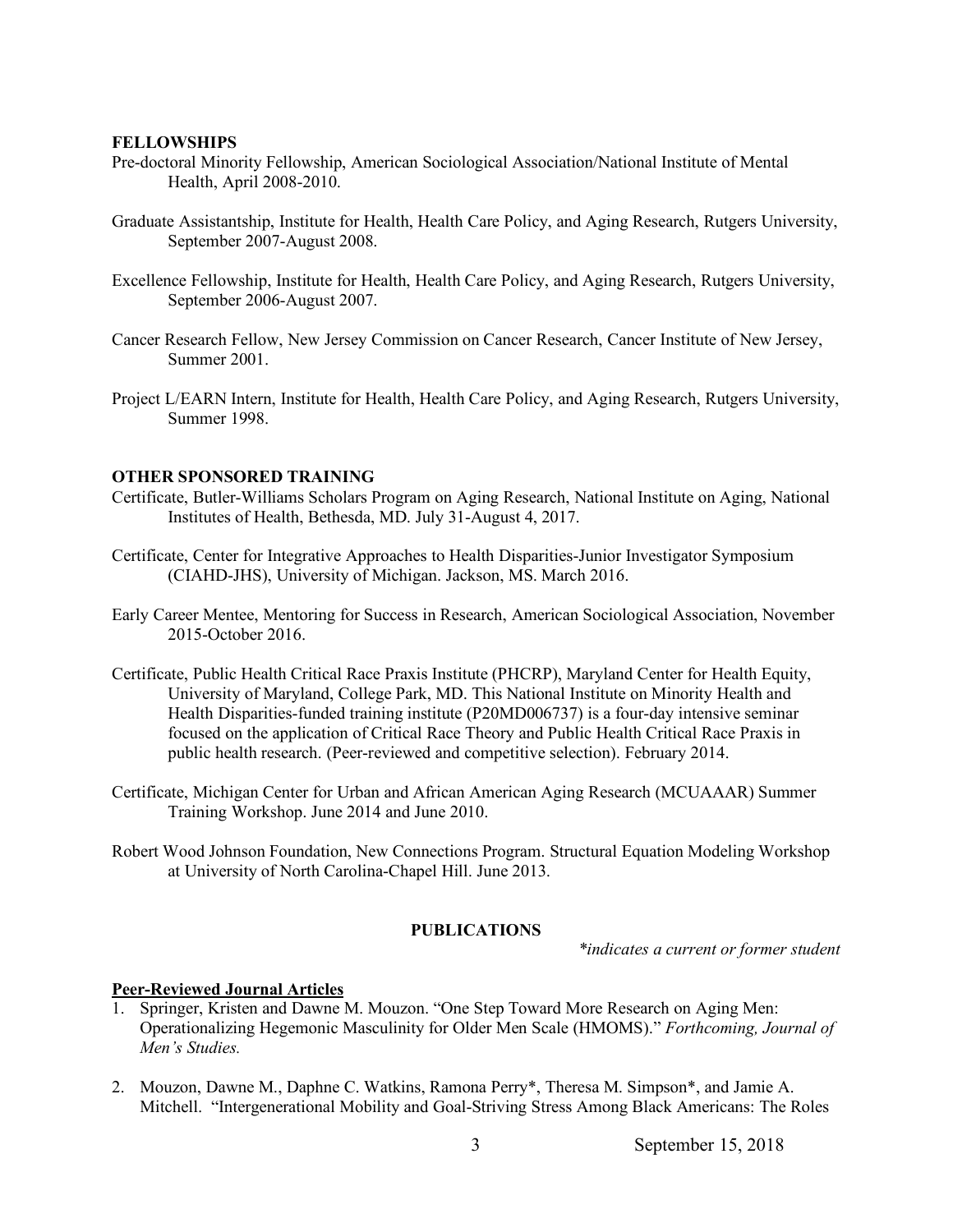**FELLOWSHIPS**

Pre-doctoral Minority Fellowship, American Sociological Association/National Institute of Mental Health, April 2008-2010.

Graduate Assistantship, Institute for Health, Health Care Policy, and Aging Research, Rutgers University, September 2007-August 2008.

Excellence Fellowship, Institute for Health, Health Care Policy, and Aging Research, Rutgers University, September 2006-August 2007.

Cancer Research Fellow, New Jersey Commission on Cancer Research, Cancer Institute of New Jersey, Summer 2001.

Project L/EARN Intern, Institute for Health, Health Care Policy, and Aging Research, Rutgers University, Summer 1998.

**OTHER SPONSORED TRAINING**

Certificate, Butler-Williams Scholars Program on Aging Research, National Institute on Aging, National Institutes of Health, Bethesda, MD. July 31-August 4, 2017.

Certificate, Center for Integrative Approaches to Health Disparities-Junior Investigator Symposium (CIAHD-JHS), University of Michigan. Jackson, MS. March 2016.

Early Career Mentee, Mentoring for Success in Research, American Sociological Association, November 2015-October 2016.

Certificate, Public Health Critical Race Praxis Institute (PHCRP), Maryland Center for Health Equity, University of Maryland, College Park, MD. This National Institute on Minority Health and Health Disparities-funded training institute (P20MD006737) is a four-day intensive seminar focused on the application of Critical Race Theory and Public Health Critical Race Praxis in public health research. (Peer-reviewed and competitive selection). February 2014.

Certificate, Michigan Center for Urban and African American Aging Research (MCUAAAR) Summer Training Workshop. June 2014 and June 2010.

Robert Wood Johnson Foundation, New Connections Program. Structural Equation Modeling Workshop at University of North Carolina-Chapel Hill. June 2013.

**PUBLICATIONS**

*\*indicates a current or former student*

**Peer-Reviewed Journal Articles**

1. Springer, Kristen and Dawne M. Mouzon. "One Step Toward More Research on Aging Men: Operationalizing Hegemonic Masculinity for Older Men Scale (HMOMS)." *Forthcoming, Journal of Men's Studies.*

2. Mouzon, Dawne M., Daphne C. Watkins, Ramona Perry*, Theresa M. Simpson*, and Jamie A. Mitchell. "Intergenerational Mobility and Goal-Striving Stress Among Black Americans: The Roles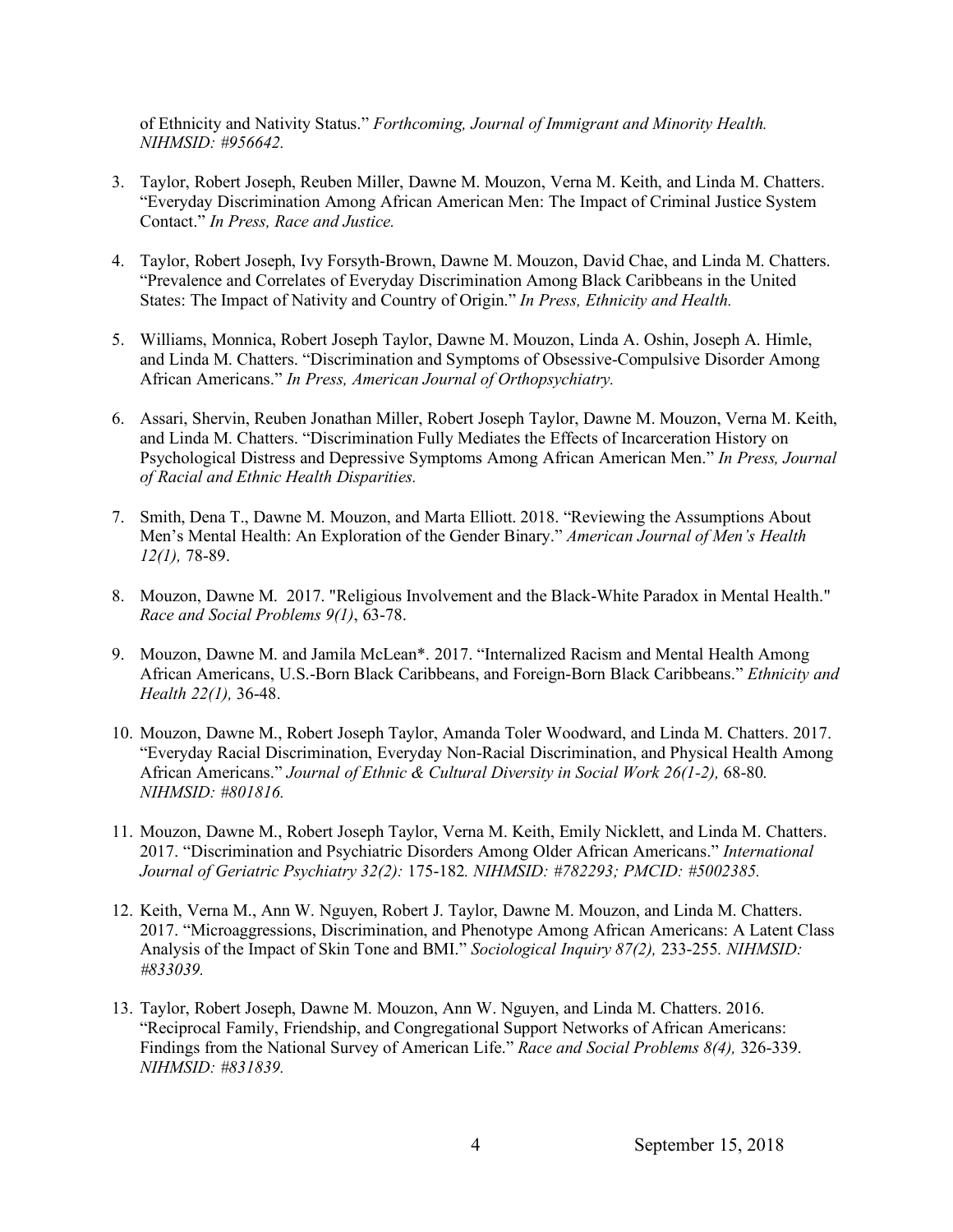of Ethnicity and Nativity Status." *Forthcoming, Journal of Immigrant and Minority Health. NIHMSID: #956642.*

3. Taylor, Robert Joseph, Reuben Miller, Dawne M. Mouzon, Verna M. Keith, and Linda M. Chatters. "Everyday Discrimination Among African American Men: The Impact of Criminal Justice System Contact." *In Press, Race and Justice.*

4. Taylor, Robert Joseph, Ivy Forsyth-Brown, Dawne M. Mouzon, David Chae, and Linda M. Chatters. "Prevalence and Correlates of Everyday Discrimination Among Black Caribbeans in the United States: The Impact of Nativity and Country of Origin." *In Press, Ethnicity and Health.*

5. Williams, Monnica, Robert Joseph Taylor, Dawne M. Mouzon, Linda A. Oshin, Joseph A. Himle, and Linda M. Chatters. "Discrimination and Symptoms of Obsessive-Compulsive Disorder Among African Americans." *In Press, American Journal of Orthopsychiatry.*

6. Assari, Shervin, Reuben Jonathan Miller, Robert Joseph Taylor, Dawne M. Mouzon, Verna M. Keith, and Linda M. Chatters. "Discrimination Fully Mediates the Effects of Incarceration History on Psychological Distress and Depressive Symptoms Among African American Men." *In Press, Journal of Racial and Ethnic Health Disparities.*

7. Smith, Dena T., Dawne M. Mouzon, and Marta Elliott. 2018. "Reviewing the Assumptions About Men's Mental Health: An Exploration of the Gender Binary." *American Journal of Men's Health 12(1),* 78-89.

8. Mouzon, Dawne M. 2017. "Religious Involvement and the Black-White Paradox in Mental Health." *Race and Social Problems 9(1)*, 63-78.

9. Mouzon, Dawne M. and Jamila McLean*. 2017. "Internalized Racism and Mental Health Among African Americans, U.S.-Born Black Caribbeans, and Foreign-Born Black Caribbeans." *Ethnicity and Health 22(1),* 36-48.

10. Mouzon, Dawne M., Robert Joseph Taylor, Amanda Toler Woodward, and Linda M. Chatters. 2017. "Everyday Racial Discrimination, Everyday Non-Racial Discrimination, and Physical Health Among African Americans." *Journal of Ethnic & Cultural Diversity in Social Work 26(1-2),* 68-80*. NIHMSID: #801816.*

11. Mouzon, Dawne M., Robert Joseph Taylor, Verna M. Keith, Emily Nicklett, and Linda M. Chatters. 2017. "Discrimination and Psychiatric Disorders Among Older African Americans." *International Journal of Geriatric Psychiatry 32(2):* 175-182*. NIHMSID: #782293; PMCID: #5002385.*

12. Keith, Verna M., Ann W. Nguyen, Robert J. Taylor, Dawne M. Mouzon, and Linda M. Chatters. 2017. "Microaggressions, Discrimination, and Phenotype Among African Americans: A Latent Class Analysis of the Impact of Skin Tone and BMI." *Sociological Inquiry 87(2),* 233-255*. NIHMSID: #833039.*

13. Taylor, Robert Joseph, Dawne M. Mouzon, Ann W. Nguyen, and Linda M. Chatters. 2016. "Reciprocal Family, Friendship, and Congregational Support Networks of African Americans: Findings from the National Survey of American Life." *Race and Social Problems 8(4),* 326-339. *NIHMSID: #831839.*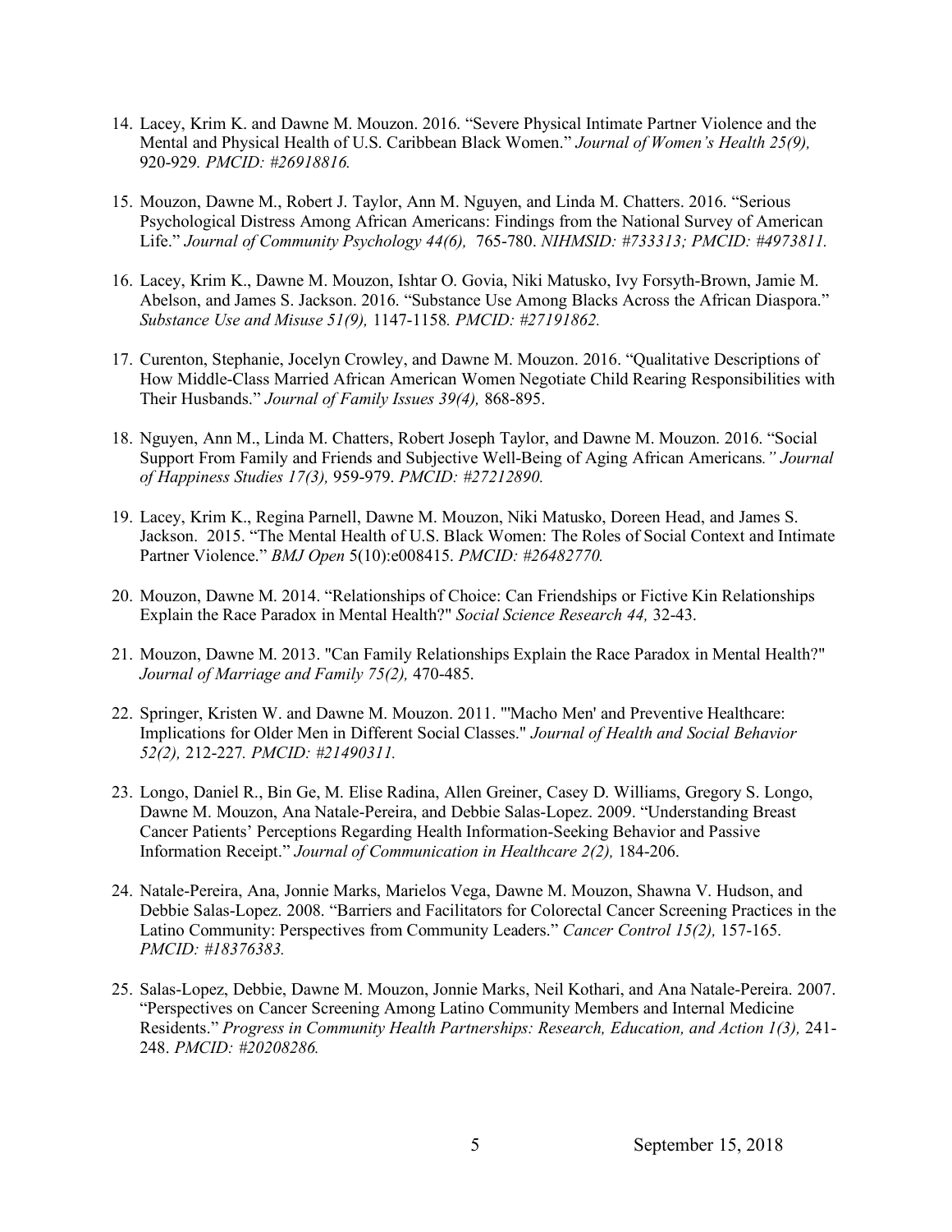14. Lacey, Krim K. and Dawne M. Mouzon. 2016. "Severe Physical Intimate Partner Violence and the Mental and Physical Health of U.S. Caribbean Black Women." *Journal of Women's Health 25(9),* 920-929. *PMCID: #26918816.*

15. Mouzon, Dawne M., Robert J. Taylor, Ann M. Nguyen, and Linda M. Chatters. 2016. "Serious Psychological Distress Among African Americans: Findings from the National Survey of American Life." *Journal of Community Psychology 44(6),* 765-780. *NIHMSID: #733313; PMCID: #4973811.*

16. Lacey, Krim K., Dawne M. Mouzon, Ishtar O. Govia, Niki Matusko, Ivy Forsyth-Brown, Jamie M. Abelson, and James S. Jackson. 2016. "Substance Use Among Blacks Across the African Diaspora." *Substance Use and Misuse 51(9),* 1147-1158. *PMCID: #27191862.*

17. Curenton, Stephanie, Jocelyn Crowley, and Dawne M. Mouzon. 2016. "Qualitative Descriptions of How Middle-Class Married African American Women Negotiate Child Rearing Responsibilities with Their Husbands." *Journal of Family Issues 39(4),* 868-895.

18. Nguyen, Ann M., Linda M. Chatters, Robert Joseph Taylor, and Dawne M. Mouzon. 2016. "Social Support From Family and Friends and Subjective Well-Being of Aging African Americans*." Journal of Happiness Studies 17(3),* 959-979. *PMCID: #27212890.*

19. Lacey, Krim K., Regina Parnell, Dawne M. Mouzon, Niki Matusko, Doreen Head, and James S. Jackson. 2015. "The Mental Health of U.S. Black Women: The Roles of Social Context and Intimate Partner Violence." *BMJ Open* 5(10):e008415. *PMCID: #26482770.*

20. Mouzon, Dawne M. 2014. "Relationships of Choice: Can Friendships or Fictive Kin Relationships Explain the Race Paradox in Mental Health?" *Social Science Research 44,* 32-43.

21. Mouzon, Dawne M. 2013. "Can Family Relationships Explain the Race Paradox in Mental Health?" *Journal of Marriage and Family 75(2),* 470-485.

22. Springer, Kristen W. and Dawne M. Mouzon. 2011. "'Macho Men' and Preventive Healthcare: Implications for Older Men in Different Social Classes." *Journal of Health and Social Behavior 52(2),* 212-227. *PMCID: #21490311.*

23. Longo, Daniel R., Bin Ge, M. Elise Radina, Allen Greiner, Casey D. Williams, Gregory S. Longo, Dawne M. Mouzon, Ana Natale-Pereira, and Debbie Salas-Lopez. 2009. "Understanding Breast Cancer Patients' Perceptions Regarding Health Information-Seeking Behavior and Passive Information Receipt." *Journal of Communication in Healthcare 2(2),* 184-206.

24. Natale-Pereira, Ana, Jonnie Marks, Marielos Vega, Dawne M. Mouzon, Shawna V. Hudson, and Debbie Salas-Lopez. 2008. "Barriers and Facilitators for Colorectal Cancer Screening Practices in the Latino Community: Perspectives from Community Leaders." *Cancer Control 15(2),* 157-165. *PMCID: #18376383.*

25. Salas-Lopez, Debbie, Dawne M. Mouzon, Jonnie Marks, Neil Kothari, and Ana Natale-Pereira. 2007. "Perspectives on Cancer Screening Among Latino Community Members and Internal Medicine Residents." *Progress in Community Health Partnerships: Research, Education, and Action 1(3),* 241-248. *PMCID: #20208286.*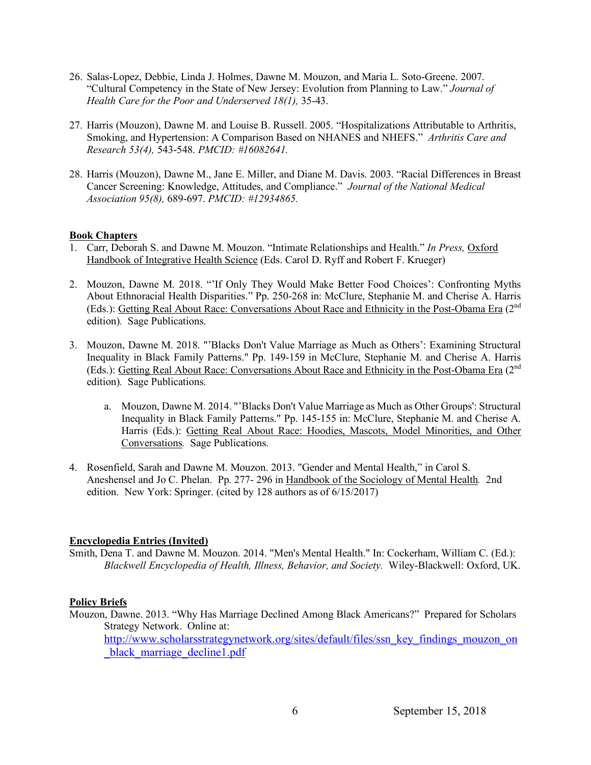26. Salas-Lopez, Debbie, Linda J. Holmes, Dawne M. Mouzon, and Maria L. Soto-Greene. 2007. "Cultural Competency in the State of New Jersey: Evolution from Planning to Law." *Journal of Health Care for the Poor and Underserved 18(1),* 35-43.

27. Harris (Mouzon), Dawne M. and Louise B. Russell. 2005. "Hospitalizations Attributable to Arthritis, Smoking, and Hypertension: A Comparison Based on NHANES and NHEFS." *Arthritis Care and Research 53(4),* 543-548. *PMCID: #16082641.*

28. Harris (Mouzon), Dawne M., Jane E. Miller, and Diane M. Davis. 2003. "Racial Differences in Breast Cancer Screening: Knowledge, Attitudes, and Compliance." *Journal of the National Medical Association 95(8),* 689-697. *PMCID: #12934865.*

**Book Chapters**

1. Carr, Deborah S. and Dawne M. Mouzon. "Intimate Relationships and Health." *In Press,* Oxford Handbook of Integrative Health Science (Eds. Carol D. Ryff and Robert F. Krueger)

2. Mouzon, Dawne M. 2018. "'If Only They Would Make Better Food Choices': Confronting Myths About Ethnoracial Health Disparities." Pp. 250-268 in: McClure, Stephanie M. and Cherise A. Harris (Eds.): Getting Real About Race: Conversations About Race and Ethnicity in the Post-Obama Era (2nd edition). Sage Publications.

3. Mouzon, Dawne M. 2018. "'Blacks Don't Value Marriage as Much as Others': Examining Structural Inequality in Black Family Patterns." Pp. 149-159 in McClure, Stephanie M. and Cherise A. Harris (Eds.): Getting Real About Race: Conversations About Race and Ethnicity in the Post-Obama Era (2nd edition). Sage Publications.

   a. Mouzon, Dawne M. 2014. "'Blacks Don't Value Marriage as Much as Other Groups': Structural Inequality in Black Family Patterns." Pp. 145-155 in: McClure, Stephanie M. and Cherise A. Harris (Eds.): Getting Real About Race: Hoodies, Mascots, Model Minorities, and Other Conversations. Sage Publications.

4. Rosenfield, Sarah and Dawne M. Mouzon. 2013. "Gender and Mental Health," in Carol S. Aneshensel and Jo C. Phelan. Pp. 277- 296 in Handbook of the Sociology of Mental Health. 2nd edition. New York: Springer. (cited by 128 authors as of 6/15/2017)

**Encyclopedia Entries (Invited)**

Smith, Dena T. and Dawne M. Mouzon. 2014. "Men's Mental Health." In: Cockerham, William C. (Ed.): *Blackwell Encyclopedia of Health, Illness, Behavior, and Society.* Wiley-Blackwell: Oxford, UK.

**Policy Briefs**

Mouzon, Dawne. 2013. "Why Has Marriage Declined Among Black Americans?" Prepared for Scholars Strategy Network. Online at: http://www.scholarsstrategynetwork.org/sites/default/files/ssn_key_findings_mouzon_on_black_marriage_decline1.pdf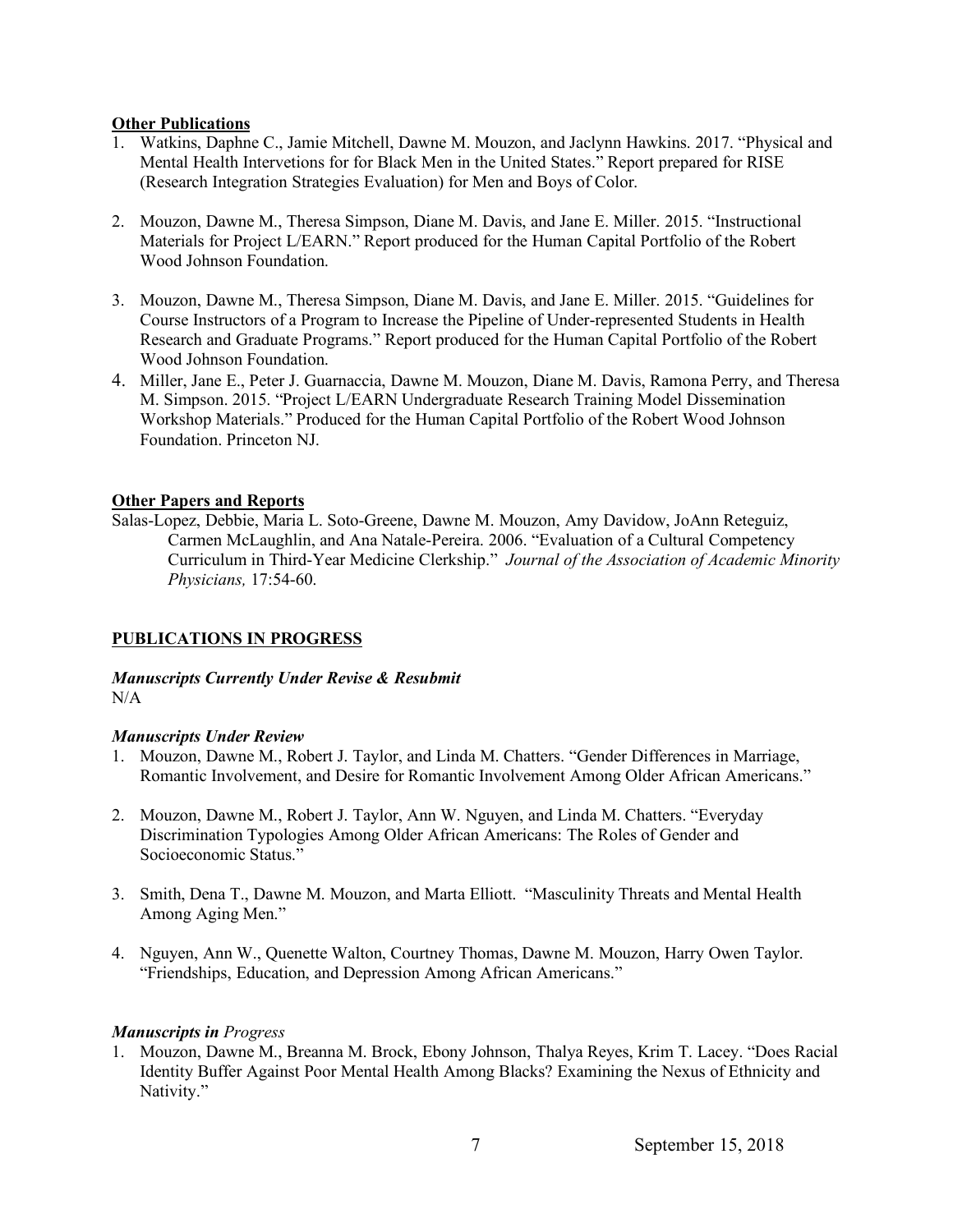**Other Publications**

1. Watkins, Daphne C., Jamie Mitchell, Dawne M. Mouzon, and Jaclynn Hawkins. 2017. "Physical and Mental Health Intervetions for for Black Men in the United States." Report prepared for RISE (Research Integration Strategies Evaluation) for Men and Boys of Color.

2. Mouzon, Dawne M., Theresa Simpson, Diane M. Davis, and Jane E. Miller. 2015. "Instructional Materials for Project L/EARN." Report produced for the Human Capital Portfolio of the Robert Wood Johnson Foundation.

3. Mouzon, Dawne M., Theresa Simpson, Diane M. Davis, and Jane E. Miller. 2015. "Guidelines for Course Instructors of a Program to Increase the Pipeline of Under-represented Students in Health Research and Graduate Programs." Report produced for the Human Capital Portfolio of the Robert Wood Johnson Foundation.
4. Miller, Jane E., Peter J. Guarnaccia, Dawne M. Mouzon, Diane M. Davis, Ramona Perry, and Theresa M. Simpson. 2015. "Project L/EARN Undergraduate Research Training Model Dissemination Workshop Materials." Produced for the Human Capital Portfolio of the Robert Wood Johnson Foundation. Princeton NJ.

**Other Papers and Reports**

Salas-Lopez, Debbie, Maria L. Soto-Greene, Dawne M. Mouzon, Amy Davidow, JoAnn Reteguiz, Carmen McLaughlin, and Ana Natale-Pereira. 2006. "Evaluation of a Cultural Competency Curriculum in Third-Year Medicine Clerkship." *Journal of the Association of Academic Minority Physicians,* 17:54-60.

## PUBLICATIONS IN PROGRESS

***Manuscripts Currently Under Revise & Resubmit***
N/A

***Manuscripts Under Review***

1. Mouzon, Dawne M., Robert J. Taylor, and Linda M. Chatters. "Gender Differences in Marriage, Romantic Involvement, and Desire for Romantic Involvement Among Older African Americans."

2. Mouzon, Dawne M., Robert J. Taylor, Ann W. Nguyen, and Linda M. Chatters. "Everyday Discrimination Typologies Among Older African Americans: The Roles of Gender and Socioeconomic Status."

3. Smith, Dena T., Dawne M. Mouzon, and Marta Elliott. "Masculinity Threats and Mental Health Among Aging Men."

4. Nguyen, Ann W., Quenette Walton, Courtney Thomas, Dawne M. Mouzon, Harry Owen Taylor. "Friendships, Education, and Depression Among African Americans."

***Manuscripts in** Progress*

1. Mouzon, Dawne M., Breanna M. Brock, Ebony Johnson, Thalya Reyes, Krim T. Lacey. "Does Racial Identity Buffer Against Poor Mental Health Among Blacks? Examining the Nexus of Ethnicity and Nativity."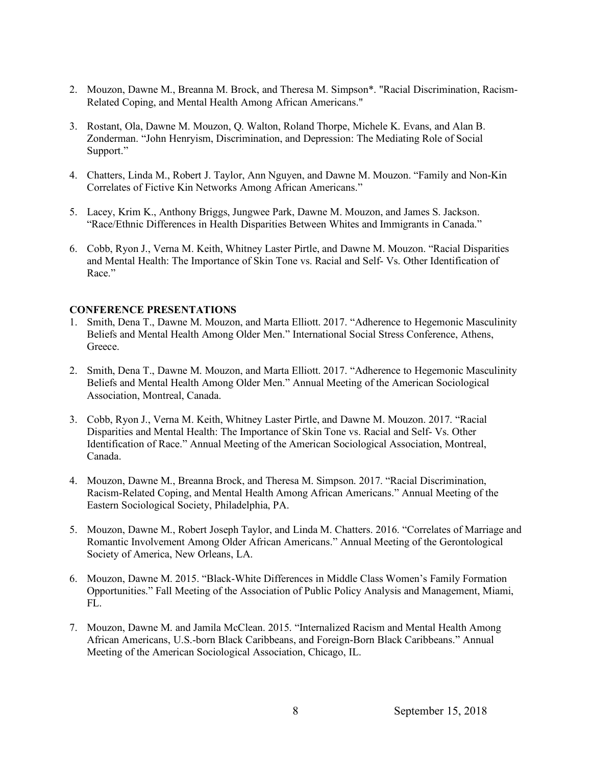2. Mouzon, Dawne M., Breanna M. Brock, and Theresa M. Simpson*. "Racial Discrimination, Racism-Related Coping, and Mental Health Among African Americans."

3. Rostant, Ola, Dawne M. Mouzon, Q. Walton, Roland Thorpe, Michele K. Evans, and Alan B. Zonderman. "John Henryism, Discrimination, and Depression: The Mediating Role of Social Support."

4. Chatters, Linda M., Robert J. Taylor, Ann Nguyen, and Dawne M. Mouzon. "Family and Non-Kin Correlates of Fictive Kin Networks Among African Americans."

5. Lacey, Krim K., Anthony Briggs, Jungwee Park, Dawne M. Mouzon, and James S. Jackson. "Race/Ethnic Differences in Health Disparities Between Whites and Immigrants in Canada."

6. Cobb, Ryon J., Verna M. Keith, Whitney Laster Pirtle, and Dawne M. Mouzon. "Racial Disparities and Mental Health: The Importance of Skin Tone vs. Racial and Self- Vs. Other Identification of Race."

**CONFERENCE PRESENTATIONS**

1. Smith, Dena T., Dawne M. Mouzon, and Marta Elliott. 2017. "Adherence to Hegemonic Masculinity Beliefs and Mental Health Among Older Men." International Social Stress Conference, Athens, Greece.

2. Smith, Dena T., Dawne M. Mouzon, and Marta Elliott. 2017. "Adherence to Hegemonic Masculinity Beliefs and Mental Health Among Older Men." Annual Meeting of the American Sociological Association, Montreal, Canada.

3. Cobb, Ryon J., Verna M. Keith, Whitney Laster Pirtle, and Dawne M. Mouzon. 2017. "Racial Disparities and Mental Health: The Importance of Skin Tone vs. Racial and Self- Vs. Other Identification of Race." Annual Meeting of the American Sociological Association, Montreal, Canada.

4. Mouzon, Dawne M., Breanna Brock, and Theresa M. Simpson. 2017. "Racial Discrimination, Racism-Related Coping, and Mental Health Among African Americans." Annual Meeting of the Eastern Sociological Society, Philadelphia, PA.

5. Mouzon, Dawne M., Robert Joseph Taylor, and Linda M. Chatters. 2016. "Correlates of Marriage and Romantic Involvement Among Older African Americans." Annual Meeting of the Gerontological Society of America, New Orleans, LA.

6. Mouzon, Dawne M. 2015. "Black-White Differences in Middle Class Women's Family Formation Opportunities." Fall Meeting of the Association of Public Policy Analysis and Management, Miami, FL.

7. Mouzon, Dawne M. and Jamila McClean. 2015. "Internalized Racism and Mental Health Among African Americans, U.S.-born Black Caribbeans, and Foreign-Born Black Caribbeans." Annual Meeting of the American Sociological Association, Chicago, IL.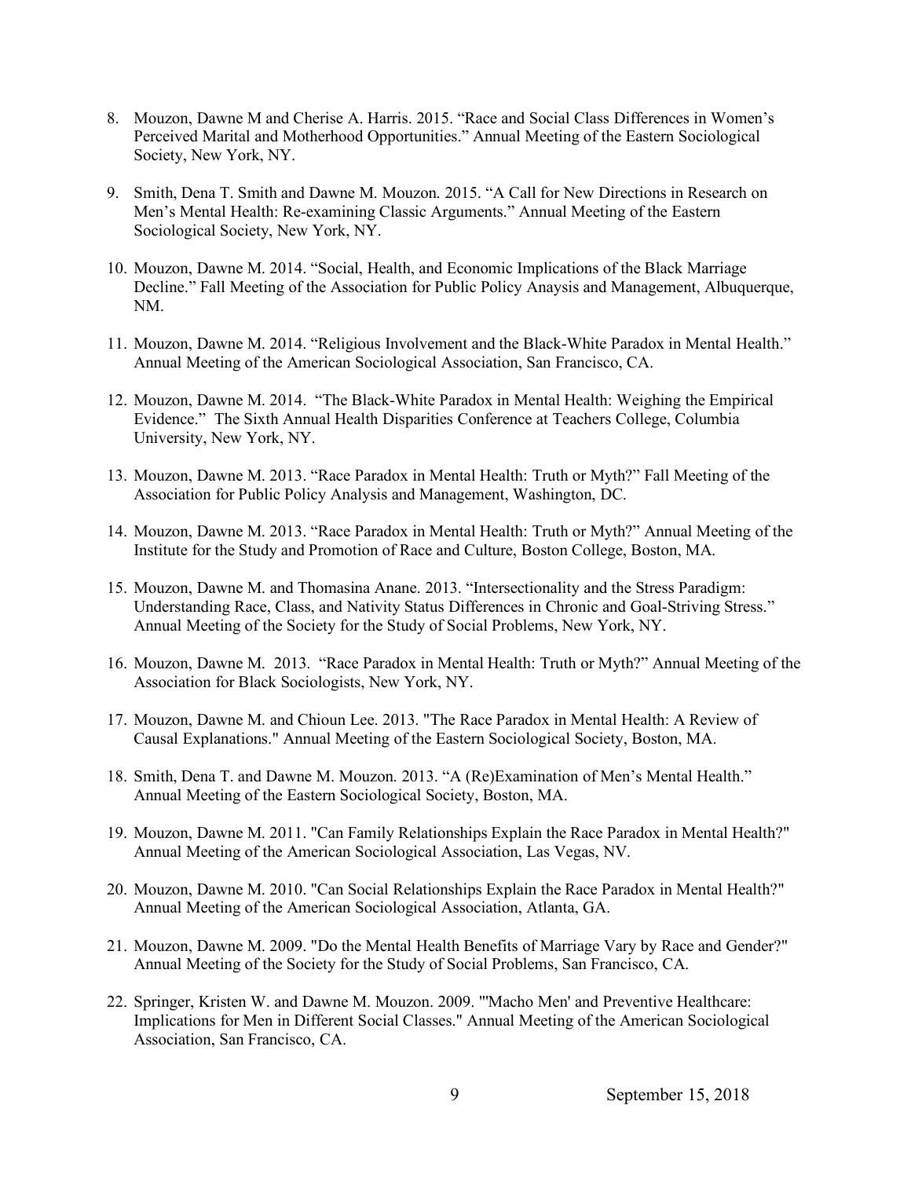8. Mouzon, Dawne M and Cherise A. Harris. 2015. “Race and Social Class Differences in Women’s Perceived Marital and Motherhood Opportunities.” Annual Meeting of the Eastern Sociological Society, New York, NY.

9. Smith, Dena T. Smith and Dawne M. Mouzon. 2015. “A Call for New Directions in Research on Men’s Mental Health: Re-examining Classic Arguments.” Annual Meeting of the Eastern Sociological Society, New York, NY.

10. Mouzon, Dawne M. 2014. “Social, Health, and Economic Implications of the Black Marriage Decline.” Fall Meeting of the Association for Public Policy Anaysis and Management, Albuquerque, NM.

11. Mouzon, Dawne M. 2014. “Religious Involvement and the Black-White Paradox in Mental Health.” Annual Meeting of the American Sociological Association, San Francisco, CA.

12. Mouzon, Dawne M. 2014. “The Black-White Paradox in Mental Health: Weighing the Empirical Evidence.” The Sixth Annual Health Disparities Conference at Teachers College, Columbia University, New York, NY.

13. Mouzon, Dawne M. 2013. “Race Paradox in Mental Health: Truth or Myth?” Fall Meeting of the Association for Public Policy Analysis and Management, Washington, DC.

14. Mouzon, Dawne M. 2013. “Race Paradox in Mental Health: Truth or Myth?” Annual Meeting of the Institute for the Study and Promotion of Race and Culture, Boston College, Boston, MA.

15. Mouzon, Dawne M. and Thomasina Anane. 2013. “Intersectionality and the Stress Paradigm: Understanding Race, Class, and Nativity Status Differences in Chronic and Goal-Striving Stress.” Annual Meeting of the Society for the Study of Social Problems, New York, NY.

16. Mouzon, Dawne M. 2013. “Race Paradox in Mental Health: Truth or Myth?” Annual Meeting of the Association for Black Sociologists, New York, NY.

17. Mouzon, Dawne M. and Chioun Lee. 2013. "The Race Paradox in Mental Health: A Review of Causal Explanations." Annual Meeting of the Eastern Sociological Society, Boston, MA.

18. Smith, Dena T. and Dawne M. Mouzon. 2013. “A (Re)Examination of Men’s Mental Health.” Annual Meeting of the Eastern Sociological Society, Boston, MA.

19. Mouzon, Dawne M. 2011. "Can Family Relationships Explain the Race Paradox in Mental Health?" Annual Meeting of the American Sociological Association, Las Vegas, NV.

20. Mouzon, Dawne M. 2010. "Can Social Relationships Explain the Race Paradox in Mental Health?" Annual Meeting of the American Sociological Association, Atlanta, GA.

21. Mouzon, Dawne M. 2009. "Do the Mental Health Benefits of Marriage Vary by Race and Gender?" Annual Meeting of the Society for the Study of Social Problems, San Francisco, CA.

22. Springer, Kristen W. and Dawne M. Mouzon. 2009. "'Macho Men' and Preventive Healthcare: Implications for Men in Different Social Classes." Annual Meeting of the American Sociological Association, San Francisco, CA.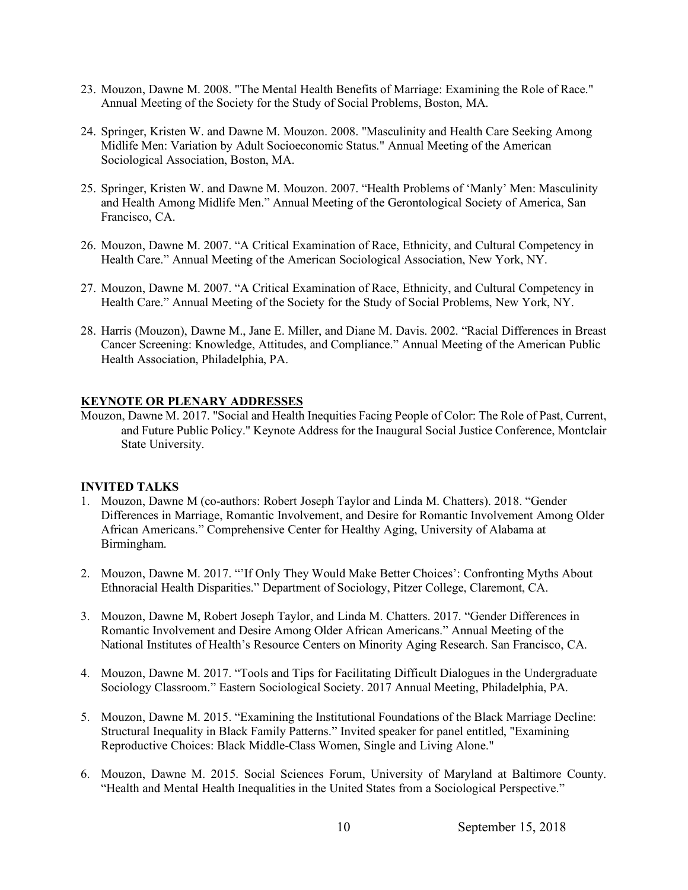23. Mouzon, Dawne M. 2008. "The Mental Health Benefits of Marriage: Examining the Role of Race." Annual Meeting of the Society for the Study of Social Problems, Boston, MA.

24. Springer, Kristen W. and Dawne M. Mouzon. 2008. "Masculinity and Health Care Seeking Among Midlife Men: Variation by Adult Socioeconomic Status." Annual Meeting of the American Sociological Association, Boston, MA.

25. Springer, Kristen W. and Dawne M. Mouzon. 2007. "Health Problems of 'Manly' Men: Masculinity and Health Among Midlife Men." Annual Meeting of the Gerontological Society of America, San Francisco, CA.

26. Mouzon, Dawne M. 2007. "A Critical Examination of Race, Ethnicity, and Cultural Competency in Health Care." Annual Meeting of the American Sociological Association, New York, NY.

27. Mouzon, Dawne M. 2007. "A Critical Examination of Race, Ethnicity, and Cultural Competency in Health Care." Annual Meeting of the Society for the Study of Social Problems, New York, NY.

28. Harris (Mouzon), Dawne M., Jane E. Miller, and Diane M. Davis. 2002. "Racial Differences in Breast Cancer Screening: Knowledge, Attitudes, and Compliance." Annual Meeting of the American Public Health Association, Philadelphia, PA.

## KEYNOTE OR PLENARY ADDRESSES

Mouzon, Dawne M. 2017. "Social and Health Inequities Facing People of Color: The Role of Past, Current, and Future Public Policy." Keynote Address for the Inaugural Social Justice Conference, Montclair State University.

## INVITED TALKS

1. Mouzon, Dawne M (co-authors: Robert Joseph Taylor and Linda M. Chatters). 2018. "Gender Differences in Marriage, Romantic Involvement, and Desire for Romantic Involvement Among Older African Americans." Comprehensive Center for Healthy Aging, University of Alabama at Birmingham.

2. Mouzon, Dawne M. 2017. "'If Only They Would Make Better Choices': Confronting Myths About Ethnoracial Health Disparities." Department of Sociology, Pitzer College, Claremont, CA.

3. Mouzon, Dawne M, Robert Joseph Taylor, and Linda M. Chatters. 2017. "Gender Differences in Romantic Involvement and Desire Among Older African Americans." Annual Meeting of the National Institutes of Health's Resource Centers on Minority Aging Research. San Francisco, CA.

4. Mouzon, Dawne M. 2017. "Tools and Tips for Facilitating Difficult Dialogues in the Undergraduate Sociology Classroom." Eastern Sociological Society. 2017 Annual Meeting, Philadelphia, PA.

5. Mouzon, Dawne M. 2015. "Examining the Institutional Foundations of the Black Marriage Decline: Structural Inequality in Black Family Patterns." Invited speaker for panel entitled, "Examining Reproductive Choices: Black Middle-Class Women, Single and Living Alone."

6. Mouzon, Dawne M. 2015. Social Sciences Forum, University of Maryland at Baltimore County. "Health and Mental Health Inequalities in the United States from a Sociological Perspective."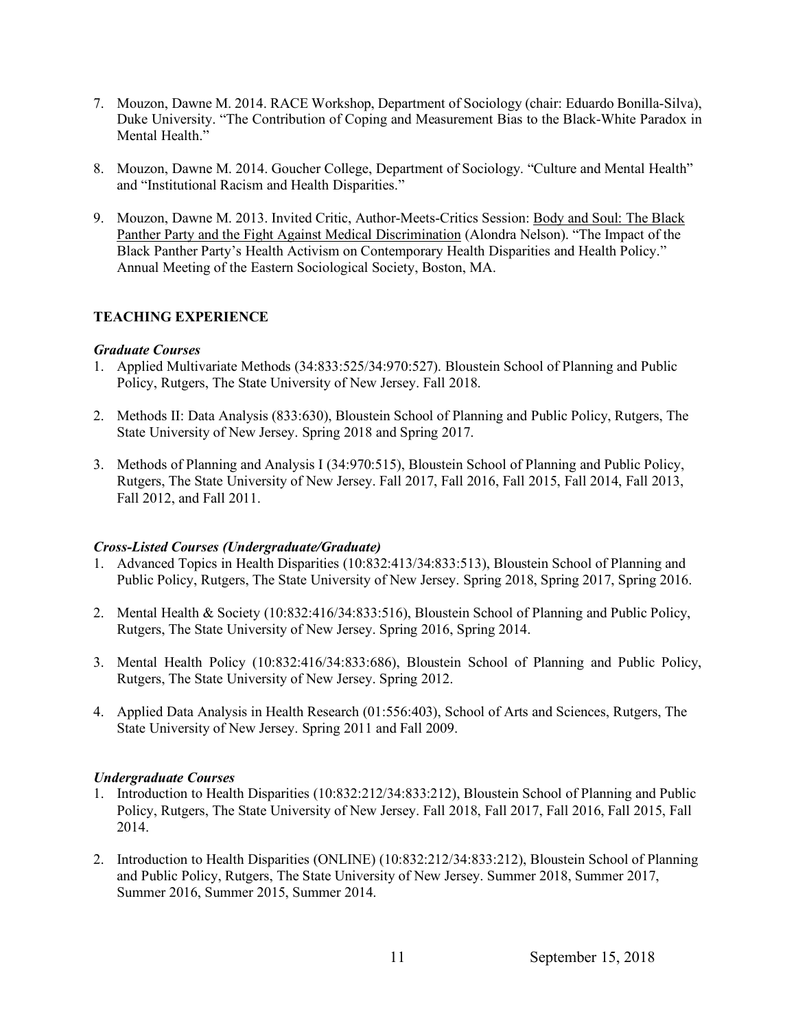7. Mouzon, Dawne M. 2014. RACE Workshop, Department of Sociology (chair: Eduardo Bonilla-Silva), Duke University. "The Contribution of Coping and Measurement Bias to the Black-White Paradox in Mental Health."

8. Mouzon, Dawne M. 2014. Goucher College, Department of Sociology. "Culture and Mental Health" and "Institutional Racism and Health Disparities."

9. Mouzon, Dawne M. 2013. Invited Critic, Author-Meets-Critics Session: Body and Soul: The Black Panther Party and the Fight Against Medical Discrimination (Alondra Nelson). "The Impact of the Black Panther Party's Health Activism on Contemporary Health Disparities and Health Policy." Annual Meeting of the Eastern Sociological Society, Boston, MA.

## TEACHING EXPERIENCE

### *Graduate Courses*

1. Applied Multivariate Methods (34:833:525/34:970:527). Bloustein School of Planning and Public Policy, Rutgers, The State University of New Jersey. Fall 2018.

2. Methods II: Data Analysis (833:630), Bloustein School of Planning and Public Policy, Rutgers, The State University of New Jersey. Spring 2018 and Spring 2017.

3. Methods of Planning and Analysis I (34:970:515), Bloustein School of Planning and Public Policy, Rutgers, The State University of New Jersey. Fall 2017, Fall 2016, Fall 2015, Fall 2014, Fall 2013, Fall 2012, and Fall 2011.

### *Cross-Listed Courses (Undergraduate/Graduate)*

1. Advanced Topics in Health Disparities (10:832:413/34:833:513), Bloustein School of Planning and Public Policy, Rutgers, The State University of New Jersey. Spring 2018, Spring 2017, Spring 2016.

2. Mental Health & Society (10:832:416/34:833:516), Bloustein School of Planning and Public Policy, Rutgers, The State University of New Jersey. Spring 2016, Spring 2014.

3. Mental Health Policy (10:832:416/34:833:686), Bloustein School of Planning and Public Policy, Rutgers, The State University of New Jersey. Spring 2012.

4. Applied Data Analysis in Health Research (01:556:403), School of Arts and Sciences, Rutgers, The State University of New Jersey. Spring 2011 and Fall 2009.

### *Undergraduate Courses*

1. Introduction to Health Disparities (10:832:212/34:833:212), Bloustein School of Planning and Public Policy, Rutgers, The State University of New Jersey. Fall 2018, Fall 2017, Fall 2016, Fall 2015, Fall 2014.

2. Introduction to Health Disparities (ONLINE) (10:832:212/34:833:212), Bloustein School of Planning and Public Policy, Rutgers, The State University of New Jersey. Summer 2018, Summer 2017, Summer 2016, Summer 2015, Summer 2014.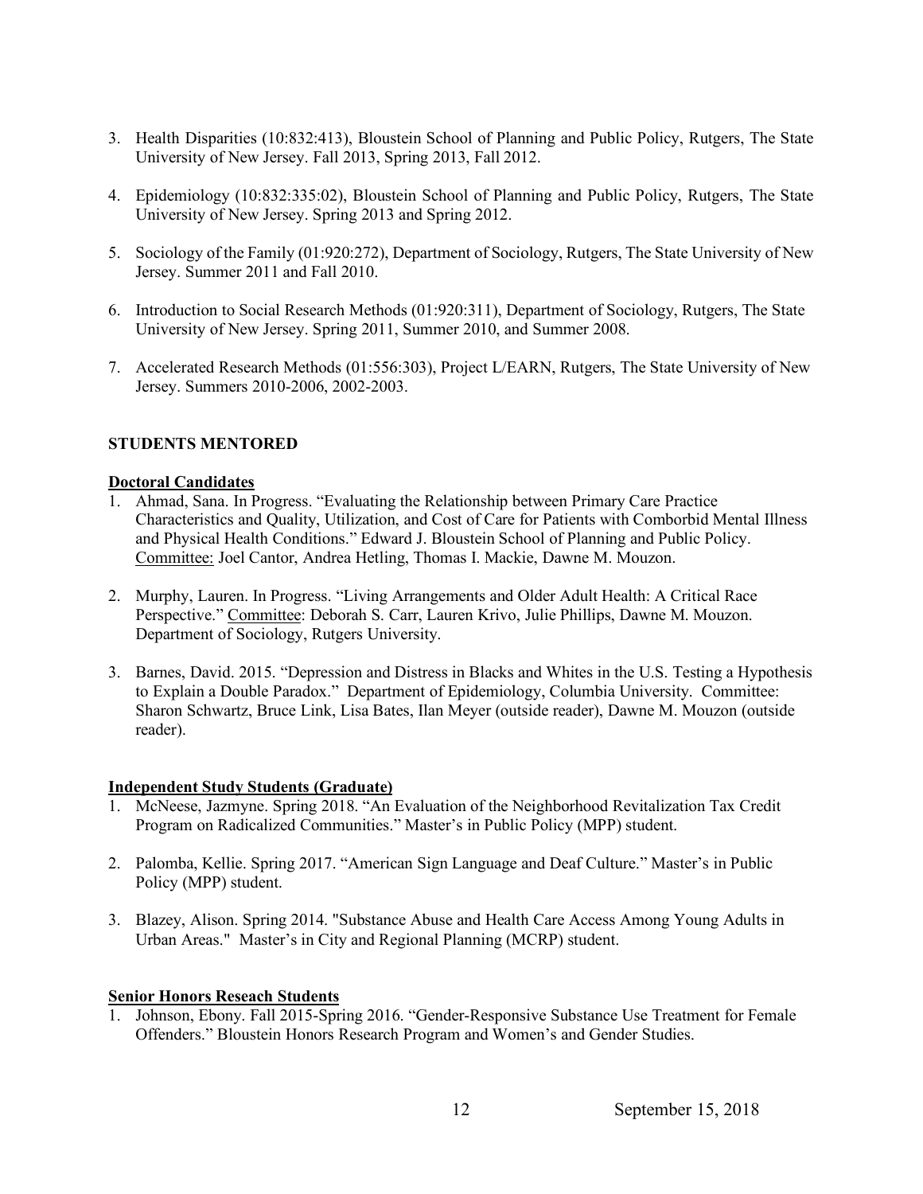3. Health Disparities (10:832:413), Bloustein School of Planning and Public Policy, Rutgers, The State University of New Jersey. Fall 2013, Spring 2013, Fall 2012.

4. Epidemiology (10:832:335:02), Bloustein School of Planning and Public Policy, Rutgers, The State University of New Jersey. Spring 2013 and Spring 2012.

5. Sociology of the Family (01:920:272), Department of Sociology, Rutgers, The State University of New Jersey. Summer 2011 and Fall 2010.

6. Introduction to Social Research Methods (01:920:311), Department of Sociology, Rutgers, The State University of New Jersey. Spring 2011, Summer 2010, and Summer 2008.

7. Accelerated Research Methods (01:556:303), Project L/EARN, Rutgers, The State University of New Jersey. Summers 2010-2006, 2002-2003.

**STUDENTS MENTORED**

**Doctoral Candidates**

1. Ahmad, Sana. In Progress. "Evaluating the Relationship between Primary Care Practice Characteristics and Quality, Utilization, and Cost of Care for Patients with Comborbid Mental Illness and Physical Health Conditions." Edward J. Bloustein School of Planning and Public Policy. Committee: Joel Cantor, Andrea Hetling, Thomas I. Mackie, Dawne M. Mouzon.

2. Murphy, Lauren. In Progress. "Living Arrangements and Older Adult Health: A Critical Race Perspective." Committee: Deborah S. Carr, Lauren Krivo, Julie Phillips, Dawne M. Mouzon. Department of Sociology, Rutgers University.

3. Barnes, David. 2015. "Depression and Distress in Blacks and Whites in the U.S. Testing a Hypothesis to Explain a Double Paradox." Department of Epidemiology, Columbia University. Committee: Sharon Schwartz, Bruce Link, Lisa Bates, Ilan Meyer (outside reader), Dawne M. Mouzon (outside reader).

**Independent Study Students (Graduate)**

1. McNeese, Jazmyne. Spring 2018. "An Evaluation of the Neighborhood Revitalization Tax Credit Program on Radicalized Communities." Master's in Public Policy (MPP) student.

2. Palomba, Kellie. Spring 2017. "American Sign Language and Deaf Culture." Master's in Public Policy (MPP) student.

3. Blazey, Alison. Spring 2014. "Substance Abuse and Health Care Access Among Young Adults in Urban Areas." Master's in City and Regional Planning (MCRP) student.

**Senior Honors Reseach Students**

1. Johnson, Ebony. Fall 2015-Spring 2016. "Gender-Responsive Substance Use Treatment for Female Offenders." Bloustein Honors Research Program and Women's and Gender Studies.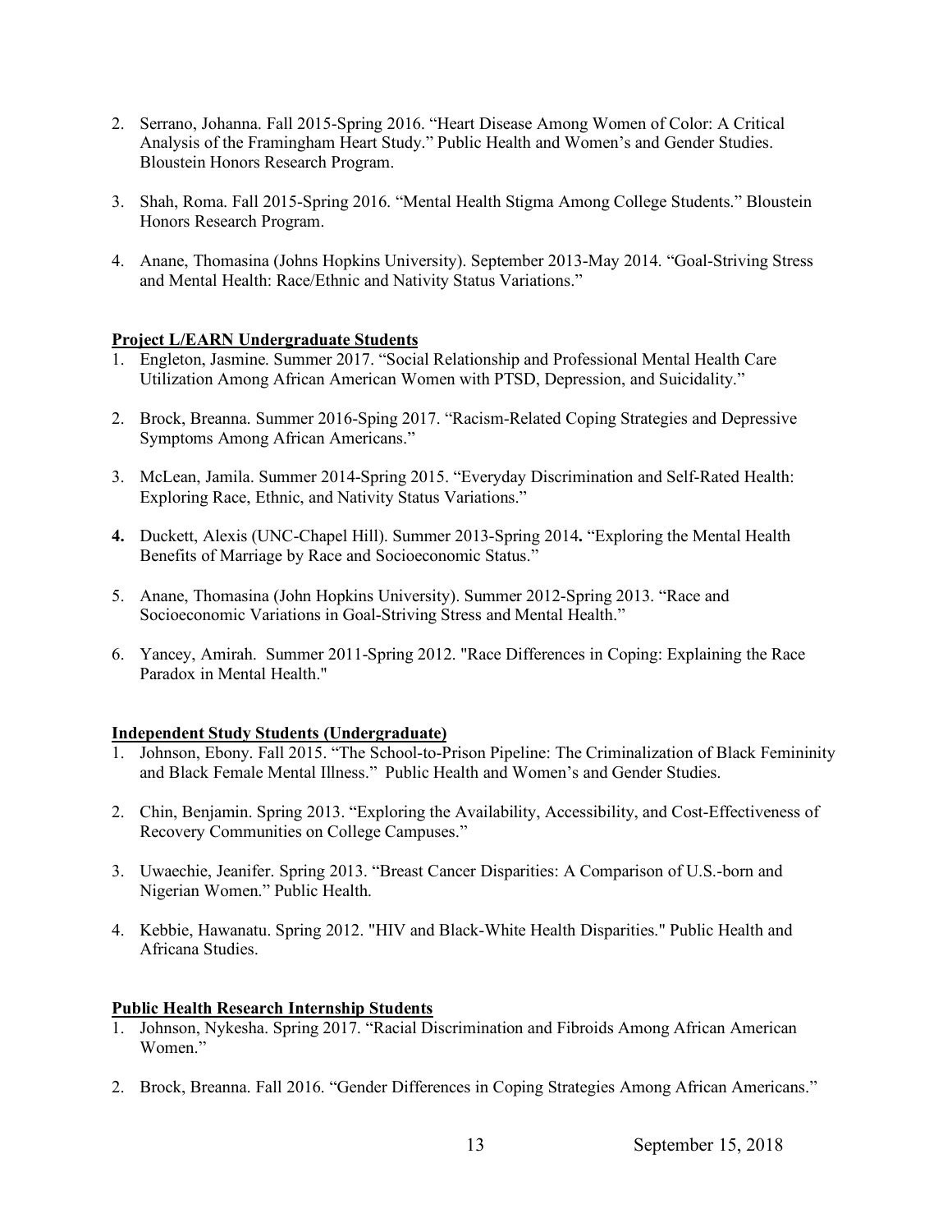2. Serrano, Johanna. Fall 2015-Spring 2016. "Heart Disease Among Women of Color: A Critical Analysis of the Framingham Heart Study." Public Health and Women's and Gender Studies. Bloustein Honors Research Program.

3. Shah, Roma. Fall 2015-Spring 2016. "Mental Health Stigma Among College Students." Bloustein Honors Research Program.

4. Anane, Thomasina (Johns Hopkins University). September 2013-May 2014. "Goal-Striving Stress and Mental Health: Race/Ethnic and Nativity Status Variations."

**Project L/EARN Undergraduate Students**

1. Engleton, Jasmine. Summer 2017. "Social Relationship and Professional Mental Health Care Utilization Among African American Women with PTSD, Depression, and Suicidality."

2. Brock, Breanna. Summer 2016-Sping 2017. "Racism-Related Coping Strategies and Depressive Symptoms Among African Americans."

3. McLean, Jamila. Summer 2014-Spring 2015. "Everyday Discrimination and Self-Rated Health: Exploring Race, Ethnic, and Nativity Status Variations."

4. Duckett, Alexis (UNC-Chapel Hill). Summer 2013-Spring 2014. "Exploring the Mental Health Benefits of Marriage by Race and Socioeconomic Status."

5. Anane, Thomasina (John Hopkins University). Summer 2012-Spring 2013. "Race and Socioeconomic Variations in Goal-Striving Stress and Mental Health."

6. Yancey, Amirah. Summer 2011-Spring 2012. "Race Differences in Coping: Explaining the Race Paradox in Mental Health."

**Independent Study Students (Undergraduate)**

1. Johnson, Ebony. Fall 2015. "The School-to-Prison Pipeline: The Criminalization of Black Femininity and Black Female Mental Illness." Public Health and Women's and Gender Studies.

2. Chin, Benjamin. Spring 2013. "Exploring the Availability, Accessibility, and Cost-Effectiveness of Recovery Communities on College Campuses."

3. Uwaechie, Jeanifer. Spring 2013. "Breast Cancer Disparities: A Comparison of U.S.-born and Nigerian Women." Public Health.

4. Kebbie, Hawanatu. Spring 2012. "HIV and Black-White Health Disparities." Public Health and Africana Studies.

**Public Health Research Internship Students**

1. Johnson, Nykesha. Spring 2017. "Racial Discrimination and Fibroids Among African American Women."

2. Brock, Breanna. Fall 2016. "Gender Differences in Coping Strategies Among African Americans."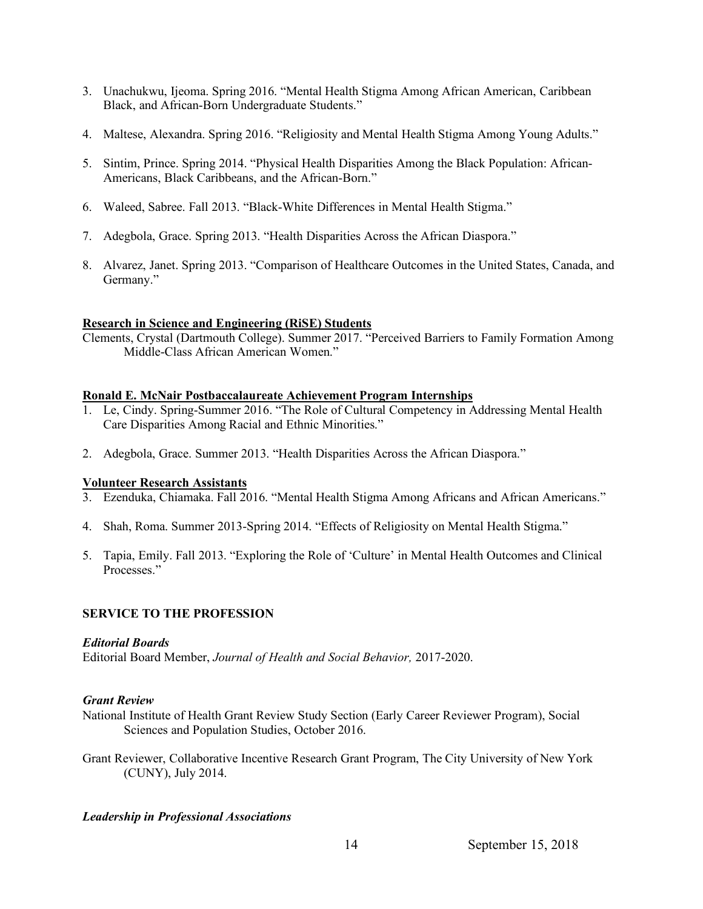3. Unachukwu, Ijeoma. Spring 2016. "Mental Health Stigma Among African American, Caribbean Black, and African-Born Undergraduate Students."

4. Maltese, Alexandra. Spring 2016. "Religiosity and Mental Health Stigma Among Young Adults."

5. Sintim, Prince. Spring 2014. "Physical Health Disparities Among the Black Population: African-Americans, Black Caribbeans, and the African-Born."

6. Waleed, Sabree. Fall 2013. "Black-White Differences in Mental Health Stigma."

7. Adegbola, Grace. Spring 2013. "Health Disparities Across the African Diaspora."

8. Alvarez, Janet. Spring 2013. "Comparison of Healthcare Outcomes in the United States, Canada, and Germany."

**Research in Science and Engineering (RiSE) Students**

Clements, Crystal (Dartmouth College). Summer 2017. "Perceived Barriers to Family Formation Among Middle-Class African American Women."

**Ronald E. McNair Postbaccalaureate Achievement Program Internships**

1. Le, Cindy. Spring-Summer 2016. "The Role of Cultural Competency in Addressing Mental Health Care Disparities Among Racial and Ethnic Minorities."

2. Adegbola, Grace. Summer 2013. "Health Disparities Across the African Diaspora."

**Volunteer Research Assistants**

3. Ezenduka, Chiamaka. Fall 2016. "Mental Health Stigma Among Africans and African Americans."

4. Shah, Roma. Summer 2013-Spring 2014. "Effects of Religiosity on Mental Health Stigma."

5. Tapia, Emily. Fall 2013. "Exploring the Role of 'Culture' in Mental Health Outcomes and Clinical Processes."

## SERVICE TO THE PROFESSION

***Editorial Boards***

Editorial Board Member, *Journal of Health and Social Behavior,* 2017-2020.

***Grant Review***

National Institute of Health Grant Review Study Section (Early Career Reviewer Program), Social Sciences and Population Studies, October 2016.

Grant Reviewer, Collaborative Incentive Research Grant Program, The City University of New York (CUNY), July 2014.

***Leadership in Professional Associations***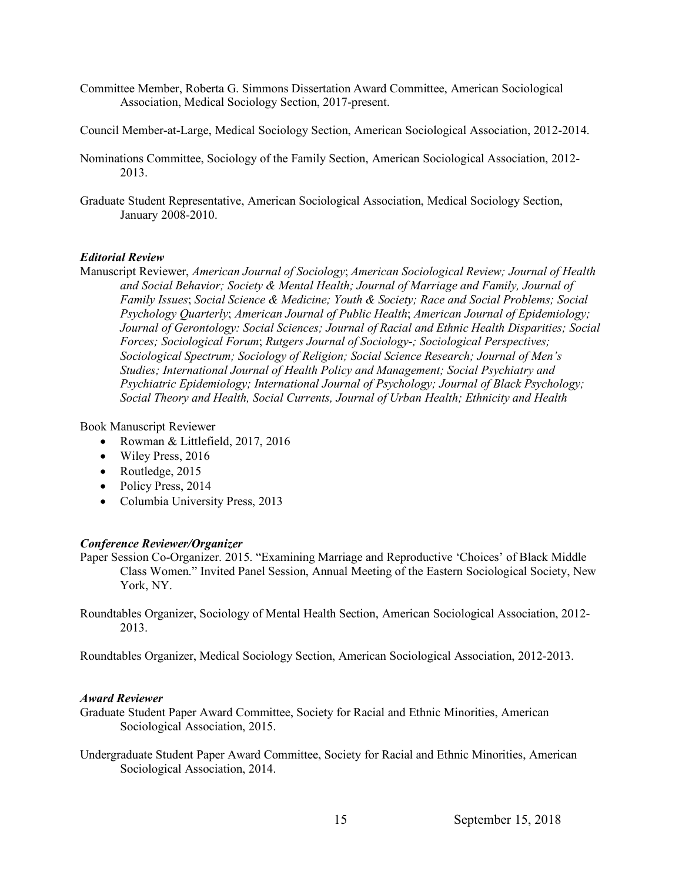Committee Member, Roberta G. Simmons Dissertation Award Committee, American Sociological Association, Medical Sociology Section, 2017-present.

Council Member-at-Large, Medical Sociology Section, American Sociological Association, 2012-2014.

Nominations Committee, Sociology of the Family Section, American Sociological Association, 2012-2013.

Graduate Student Representative, American Sociological Association, Medical Sociology Section, January 2008-2010.

### *Editorial Review*

Manuscript Reviewer, *American Journal of Sociology*; *American Sociological Review; Journal of Health and Social Behavior; Society & Mental Health; Journal of Marriage and Family, Journal of Family Issues*; *Social Science & Medicine; Youth & Society; Race and Social Problems; Social Psychology Quarterly*; *American Journal of Public Health*; *American Journal of Epidemiology; Journal of Gerontology: Social Sciences; Journal of Racial and Ethnic Health Disparities; Social Forces; Sociological Forum*; *Rutgers Journal of Sociology-; Sociological Perspectives; Sociological Spectrum; Sociology of Religion; Social Science Research; Journal of Men's Studies; International Journal of Health Policy and Management; Social Psychiatry and Psychiatric Epidemiology; International Journal of Psychology; Journal of Black Psychology; Social Theory and Health, Social Currents, Journal of Urban Health; Ethnicity and Health*

Book Manuscript Reviewer

- Rowman & Littlefield, 2017, 2016
- Wiley Press, 2016
- Routledge, 2015
- Policy Press, 2014
- Columbia University Press, 2013

### *Conference Reviewer/Organizer*

Paper Session Co-Organizer. 2015. "Examining Marriage and Reproductive 'Choices' of Black Middle Class Women." Invited Panel Session, Annual Meeting of the Eastern Sociological Society, New York, NY.

Roundtables Organizer, Sociology of Mental Health Section, American Sociological Association, 2012-2013.

Roundtables Organizer, Medical Sociology Section, American Sociological Association, 2012-2013.

### *Award Reviewer*

Graduate Student Paper Award Committee, Society for Racial and Ethnic Minorities, American Sociological Association, 2015.

Undergraduate Student Paper Award Committee, Society for Racial and Ethnic Minorities, American Sociological Association, 2014.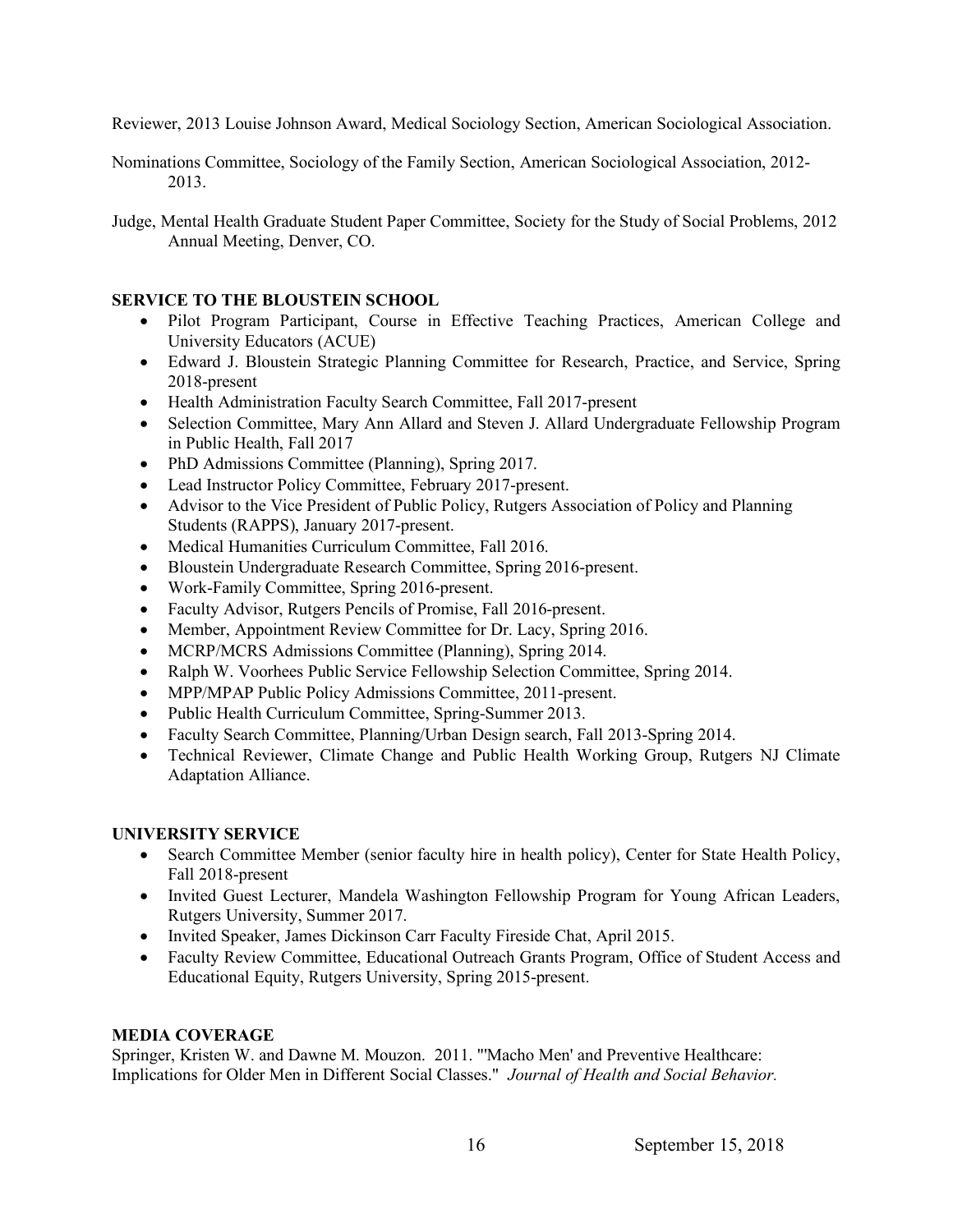Reviewer, 2013 Louise Johnson Award, Medical Sociology Section, American Sociological Association.

Nominations Committee, Sociology of the Family Section, American Sociological Association, 2012-2013.

Judge, Mental Health Graduate Student Paper Committee, Society for the Study of Social Problems, 2012 Annual Meeting, Denver, CO.

**SERVICE TO THE BLOUSTEIN SCHOOL**

- Pilot Program Participant, Course in Effective Teaching Practices, American College and University Educators (ACUE)
- Edward J. Bloustein Strategic Planning Committee for Research, Practice, and Service, Spring 2018-present
- Health Administration Faculty Search Committee, Fall 2017-present
- Selection Committee, Mary Ann Allard and Steven J. Allard Undergraduate Fellowship Program in Public Health, Fall 2017
- PhD Admissions Committee (Planning), Spring 2017.
- Lead Instructor Policy Committee, February 2017-present.
- Advisor to the Vice President of Public Policy, Rutgers Association of Policy and Planning Students (RAPPS), January 2017-present.
- Medical Humanities Curriculum Committee, Fall 2016.
- Bloustein Undergraduate Research Committee, Spring 2016-present.
- Work-Family Committee, Spring 2016-present.
- Faculty Advisor, Rutgers Pencils of Promise, Fall 2016-present.
- Member, Appointment Review Committee for Dr. Lacy, Spring 2016.
- MCRP/MCRS Admissions Committee (Planning), Spring 2014.
- Ralph W. Voorhees Public Service Fellowship Selection Committee, Spring 2014.
- MPP/MPAP Public Policy Admissions Committee, 2011-present.
- Public Health Curriculum Committee, Spring-Summer 2013.
- Faculty Search Committee, Planning/Urban Design search, Fall 2013-Spring 2014.
- Technical Reviewer, Climate Change and Public Health Working Group, Rutgers NJ Climate Adaptation Alliance.

**UNIVERSITY SERVICE**

- Search Committee Member (senior faculty hire in health policy), Center for State Health Policy, Fall 2018-present
- Invited Guest Lecturer, Mandela Washington Fellowship Program for Young African Leaders, Rutgers University, Summer 2017.
- Invited Speaker, James Dickinson Carr Faculty Fireside Chat, April 2015.
- Faculty Review Committee, Educational Outreach Grants Program, Office of Student Access and Educational Equity, Rutgers University, Spring 2015-present.

**MEDIA COVERAGE**

Springer, Kristen W. and Dawne M. Mouzon. 2011. "'Macho Men' and Preventive Healthcare: Implications for Older Men in Different Social Classes." *Journal of Health and Social Behavior.*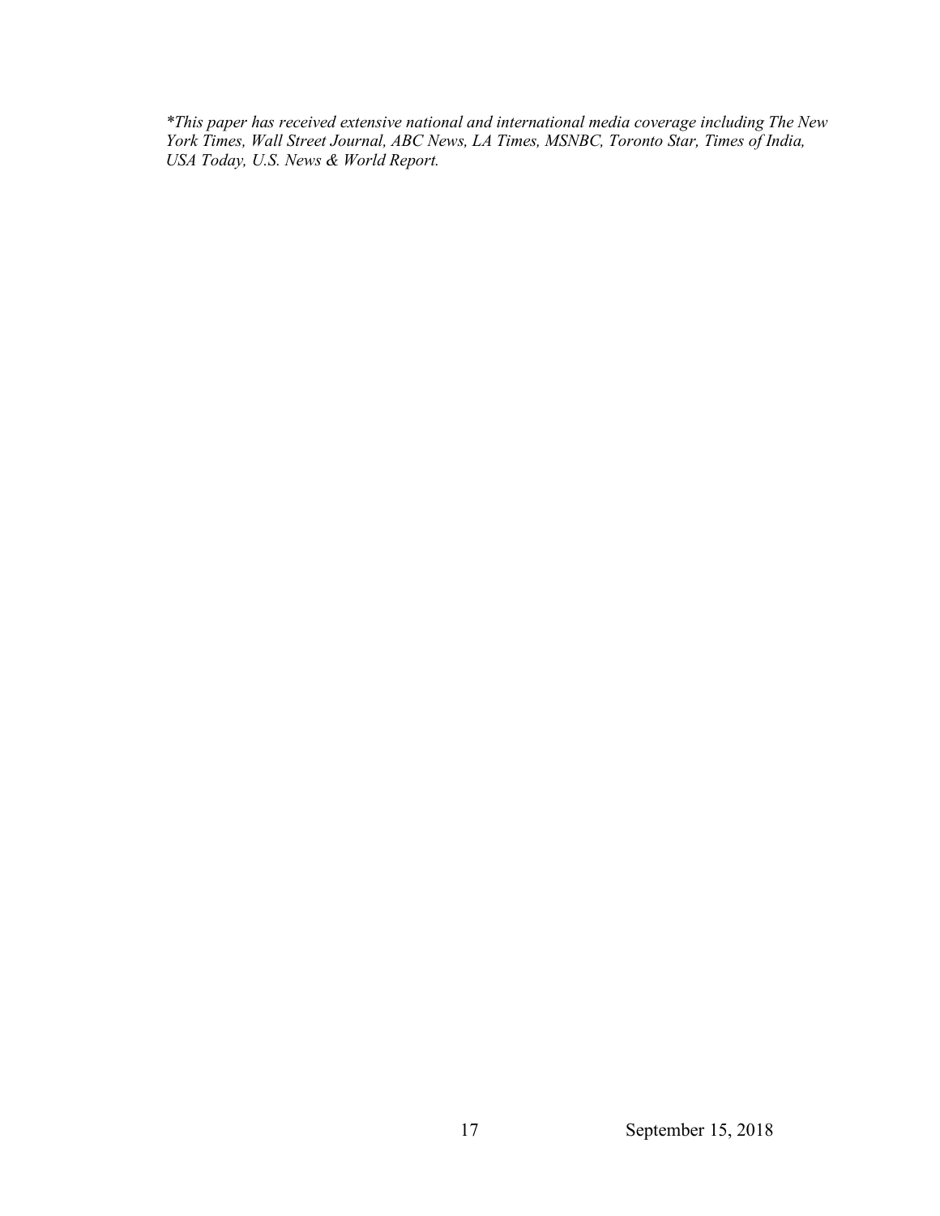*\*This paper has received extensive national and international media coverage including The New York Times, Wall Street Journal, ABC News, LA Times, MSNBC, Toronto Star, Times of India, USA Today, U.S. News & World Report.*